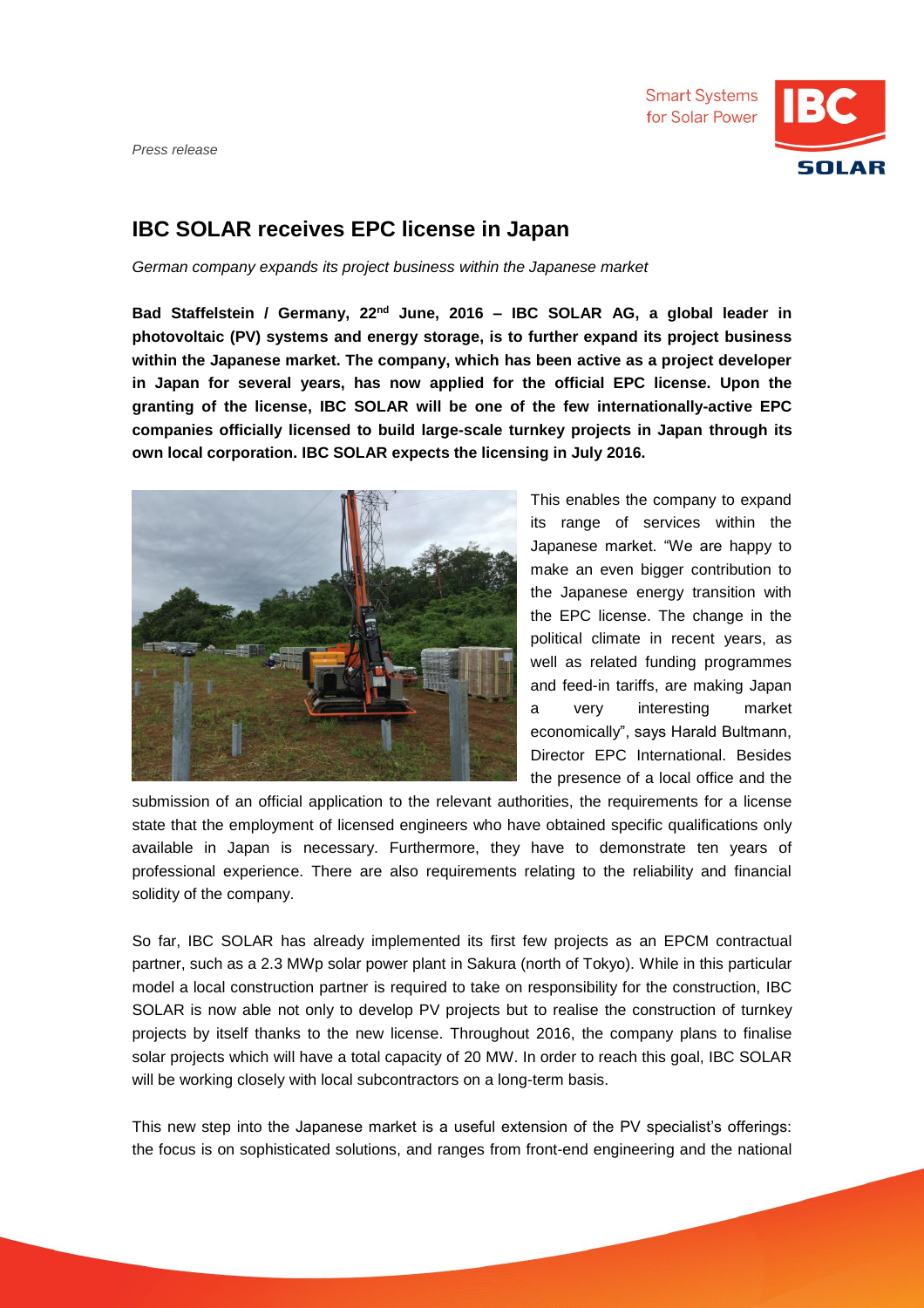*Press release*

# IBC SOLAR receives EPC license in Japan

*German company expands its project business within the Japanese market*

**Bad Staffelstein / Germany, 22nd June, 2016 – IBC SOLAR AG, a global leader in photovoltaic (PV) systems and energy storage, is to further expand its project business within the Japanese market. The company, which has been active as a project developer in Japan for several years, has now applied for the official EPC license. Upon the granting of the license, IBC SOLAR will be one of the few internationally-active EPC companies officially licensed to build large-scale turnkey projects in Japan through its own local corporation. IBC SOLAR expects the licensing in July 2016.**

This enables the company to expand its range of services within the Japanese market. "We are happy to make an even bigger contribution to the Japanese energy transition with the EPC license. The change in the political climate in recent years, as well as related funding programmes and feed-in tariffs, are making Japan a very interesting market economically", says Harald Bultmann, Director EPC International. Besides the presence of a local office and the submission of an official application to the relevant authorities, the requirements for a license state that the employment of licensed engineers who have obtained specific qualifications only available in Japan is necessary. Furthermore, they have to demonstrate ten years of professional experience. There are also requirements relating to the reliability and financial solidity of the company.

So far, IBC SOLAR has already implemented its first few projects as an EPCM contractual partner, such as a 2.3 MWp solar power plant in Sakura (north of Tokyo). While in this particular model a local construction partner is required to take on responsibility for the construction, IBC SOLAR is now able not only to develop PV projects but to realise the construction of turnkey projects by itself thanks to the new license. Throughout 2016, the company plans to finalise solar projects which will have a total capacity of 20 MW. In order to reach this goal, IBC SOLAR will be working closely with local subcontractors on a long-term basis.

This new step into the Japanese market is a useful extension of the PV specialist's offerings: the focus is on sophisticated solutions, and ranges from front-end engineering and the national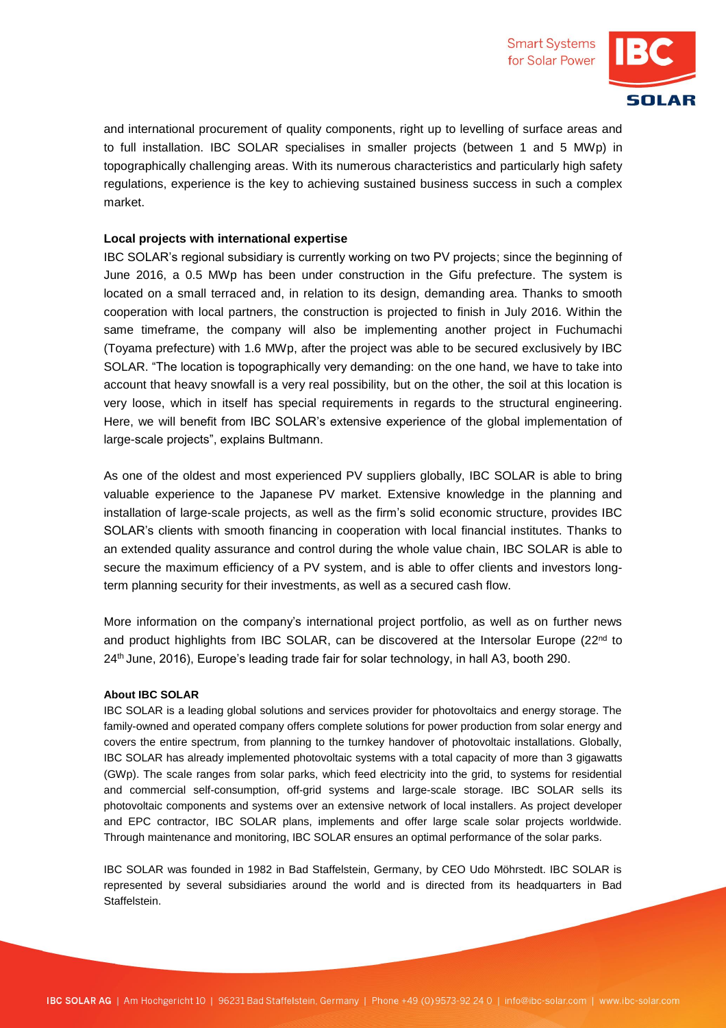and international procurement of quality components, right up to levelling of surface areas and to full installation. IBC SOLAR specialises in smaller projects (between 1 and 5 MWp) in topographically challenging areas. With its numerous characteristics and particularly high safety regulations, experience is the key to achieving sustained business success in such a complex market.

**Local projects with international expertise**

IBC SOLAR's regional subsidiary is currently working on two PV projects; since the beginning of June 2016, a 0.5 MWp has been under construction in the Gifu prefecture. The system is located on a small terraced and, in relation to its design, demanding area. Thanks to smooth cooperation with local partners, the construction is projected to finish in July 2016. Within the same timeframe, the company will also be implementing another project in Fuchumachi (Toyama prefecture) with 1.6 MWp, after the project was able to be secured exclusively by IBC SOLAR. "The location is topographically very demanding: on the one hand, we have to take into account that heavy snowfall is a very real possibility, but on the other, the soil at this location is very loose, which in itself has special requirements in regards to the structural engineering. Here, we will benefit from IBC SOLAR's extensive experience of the global implementation of large-scale projects", explains Bultmann.

As one of the oldest and most experienced PV suppliers globally, IBC SOLAR is able to bring valuable experience to the Japanese PV market. Extensive knowledge in the planning and installation of large-scale projects, as well as the firm's solid economic structure, provides IBC SOLAR's clients with smooth financing in cooperation with local financial institutes. Thanks to an extended quality assurance and control during the whole value chain, IBC SOLAR is able to secure the maximum efficiency of a PV system, and is able to offer clients and investors long-term planning security for their investments, as well as a secured cash flow.

More information on the company's international project portfolio, as well as on further news and product highlights from IBC SOLAR, can be discovered at the Intersolar Europe (22nd to 24th June, 2016), Europe's leading trade fair for solar technology, in hall A3, booth 290.

**About IBC SOLAR**

IBC SOLAR is a leading global solutions and services provider for photovoltaics and energy storage. The family-owned and operated company offers complete solutions for power production from solar energy and covers the entire spectrum, from planning to the turnkey handover of photovoltaic installations. Globally, IBC SOLAR has already implemented photovoltaic systems with a total capacity of more than 3 gigawatts (GWp). The scale ranges from solar parks, which feed electricity into the grid, to systems for residential and commercial self-consumption, off-grid systems and large-scale storage. IBC SOLAR sells its photovoltaic components and systems over an extensive network of local installers. As project developer and EPC contractor, IBC SOLAR plans, implements and offer large scale solar projects worldwide. Through maintenance and monitoring, IBC SOLAR ensures an optimal performance of the solar parks.

IBC SOLAR was founded in 1982 in Bad Staffelstein, Germany, by CEO Udo Möhrstedt. IBC SOLAR is represented by several subsidiaries around the world and is directed from its headquarters in Bad Staffelstein.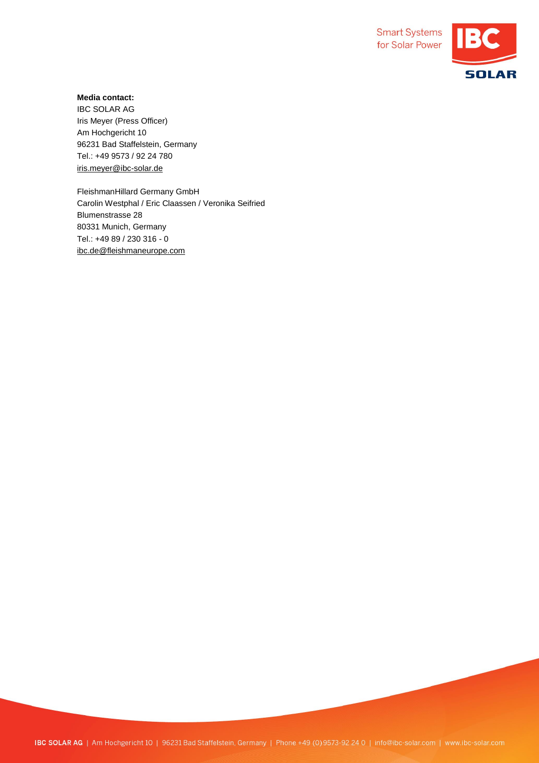**Media contact:**

IBC SOLAR AG
Iris Meyer (Press Officer)
Am Hochgericht 10
96231 Bad Staffelstein, Germany
Tel.: +49 9573 / 92 24 780
iris.meyer@ibc-solar.de

FleishmanHillard Germany GmbH
Carolin Westphal / Eric Claassen / Veronika Seifried
Blumenstrasse 28
80331 Munich, Germany
Tel.: +49 89 / 230 316 - 0
ibc.de@fleishmaneurope.com